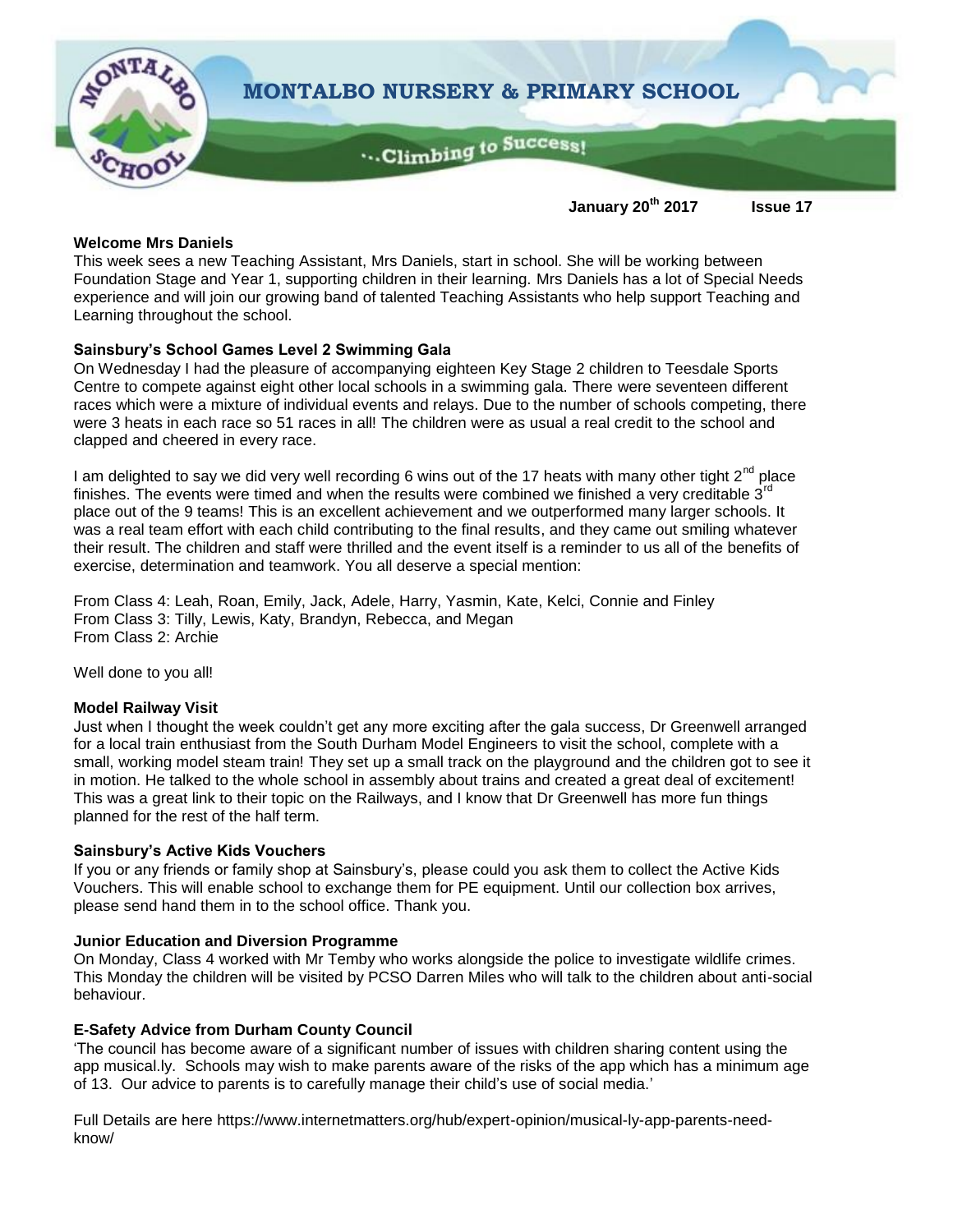# MONTALBO NURSERY & PRIMARY SCHOOL

…Climbing to Success!

**January 20th 2017 Issue 17**

**Welcome Mrs Daniels**

This week sees a new Teaching Assistant, Mrs Daniels, start in school. She will be working between Foundation Stage and Year 1, supporting children in their learning. Mrs Daniels has a lot of Special Needs experience and will join our growing band of talented Teaching Assistants who help support Teaching and Learning throughout the school.

**Sainsbury's School Games Level 2 Swimming Gala**

On Wednesday I had the pleasure of accompanying eighteen Key Stage 2 children to Teesdale Sports Centre to compete against eight other local schools in a swimming gala. There were seventeen different races which were a mixture of individual events and relays. Due to the number of schools competing, there were 3 heats in each race so 51 races in all! The children were as usual a real credit to the school and clapped and cheered in every race.

I am delighted to say we did very well recording 6 wins out of the 17 heats with many other tight 2nd place finishes. The events were timed and when the results were combined we finished a very creditable 3rd place out of the 9 teams! This is an excellent achievement and we outperformed many larger schools. It was a real team effort with each child contributing to the final results, and they came out smiling whatever their result. The children and staff were thrilled and the event itself is a reminder to us all of the benefits of exercise, determination and teamwork. You all deserve a special mention:

From Class 4: Leah, Roan, Emily, Jack, Adele, Harry, Yasmin, Kate, Kelci, Connie and Finley
From Class 3: Tilly, Lewis, Katy, Brandyn, Rebecca, and Megan
From Class 2: Archie

Well done to you all!

**Model Railway Visit**

Just when I thought the week couldn't get any more exciting after the gala success, Dr Greenwell arranged for a local train enthusiast from the South Durham Model Engineers to visit the school, complete with a small, working model steam train! They set up a small track on the playground and the children got to see it in motion. He talked to the whole school in assembly about trains and created a great deal of excitement! This was a great link to their topic on the Railways, and I know that Dr Greenwell has more fun things planned for the rest of the half term.

**Sainsbury's Active Kids Vouchers**

If you or any friends or family shop at Sainsbury's, please could you ask them to collect the Active Kids Vouchers. This will enable school to exchange them for PE equipment. Until our collection box arrives, please send hand them in to the school office. Thank you.

**Junior Education and Diversion Programme**

On Monday, Class 4 worked with Mr Temby who works alongside the police to investigate wildlife crimes. This Monday the children will be visited by PCSO Darren Miles who will talk to the children about anti-social behaviour.

**E-Safety Advice from Durham County Council**

'The council has become aware of a significant number of issues with children sharing content using the app musical.ly. Schools may wish to make parents aware of the risks of the app which has a minimum age of 13. Our advice to parents is to carefully manage their child's use of social media.'

Full Details are here https://www.internetmatters.org/hub/expert-opinion/musical-ly-app-parents-need-know/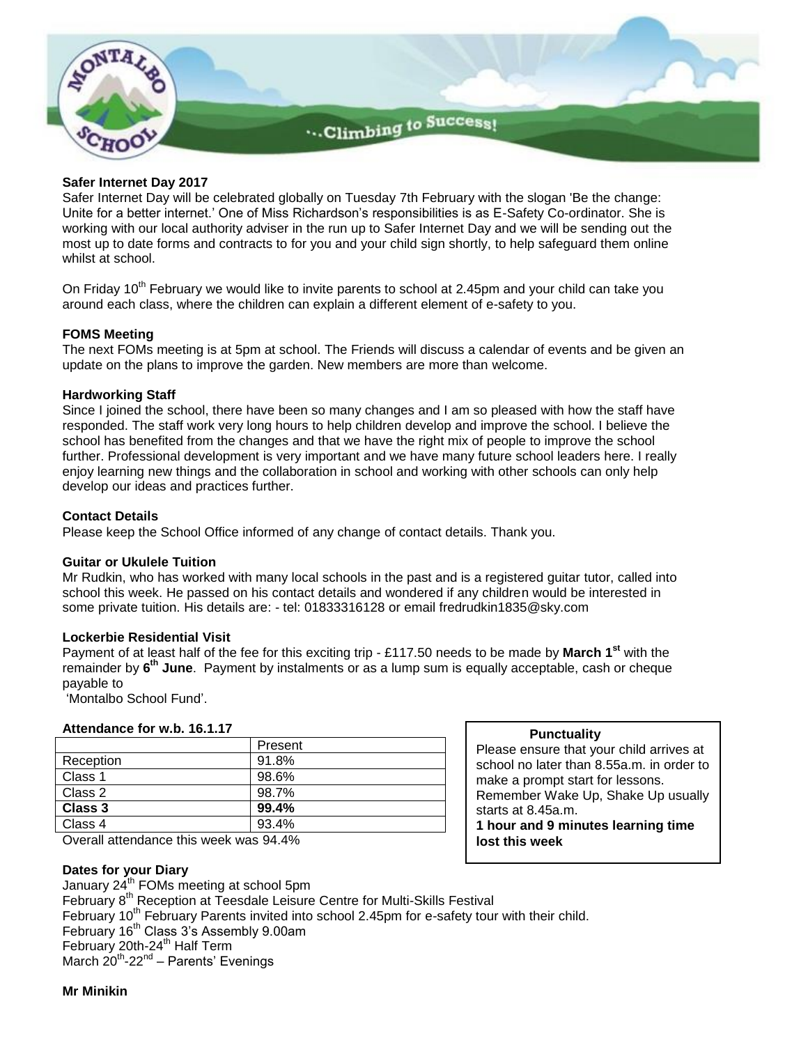### Safer Internet Day 2017

Safer Internet Day will be celebrated globally on Tuesday 7th February with the slogan 'Be the change: Unite for a better internet.' One of Miss Richardson's responsibilities is as E-Safety Co-ordinator. She is working with our local authority adviser in the run up to Safer Internet Day and we will be sending out the most up to date forms and contracts to for you and your child sign shortly, to help safeguard them online whilst at school.

On Friday 10th February we would like to invite parents to school at 2.45pm and your child can take you around each class, where the children can explain a different element of e-safety to you.

### FOMS Meeting

The next FOMs meeting is at 5pm at school. The Friends will discuss a calendar of events and be given an update on the plans to improve the garden. New members are more than welcome.

### Hardworking Staff

Since I joined the school, there have been so many changes and I am so pleased with how the staff have responded. The staff work very long hours to help children develop and improve the school. I believe the school has benefited from the changes and that we have the right mix of people to improve the school further. Professional development is very important and we have many future school leaders here. I really enjoy learning new things and the collaboration in school and working with other schools can only help develop our ideas and practices further.

### Contact Details

Please keep the School Office informed of any change of contact details. Thank you.

### Guitar or Ukulele Tuition

Mr Rudkin, who has worked with many local schools in the past and is a registered guitar tutor, called into school this week. He passed on his contact details and wondered if any children would be interested in some private tuition. His details are: - tel: 01833316128 or email fredrudkin1835@sky.com

### Lockerbie Residential Visit

Payment of at least half of the fee for this exciting trip - £117.50 needs to be made by **March 1st** with the remainder by **6th June**. Payment by instalments or as a lump sum is equally acceptable, cash or cheque payable to 'Montalbo School Fund'.

### Attendance for w.b. 16.1.17

| | Present |
|---|---|
| Reception | 91.8% |
| Class 1 | 98.6% |
| Class 2 | 98.7% |
| **Class 3** | **99.4%** |
| Class 4 | 93.4% |

Overall attendance this week was 94.4%

**Punctuality**

Please ensure that your child arrives at school no later than 8.55a.m. in order to make a prompt start for lessons. Remember Wake Up, Shake Up usually starts at 8.45a.m.

**1 hour and 9 minutes learning time lost this week**

### Dates for your Diary

January 24th FOMs meeting at school 5pm
February 8th Reception at Teesdale Leisure Centre for Multi-Skills Festival
February 10th February Parents invited into school 2.45pm for e-safety tour with their child.
February 16th Class 3's Assembly 9.00am
February 20th-24th Half Term
March 20th-22nd – Parents' Evenings

**Mr Minikin**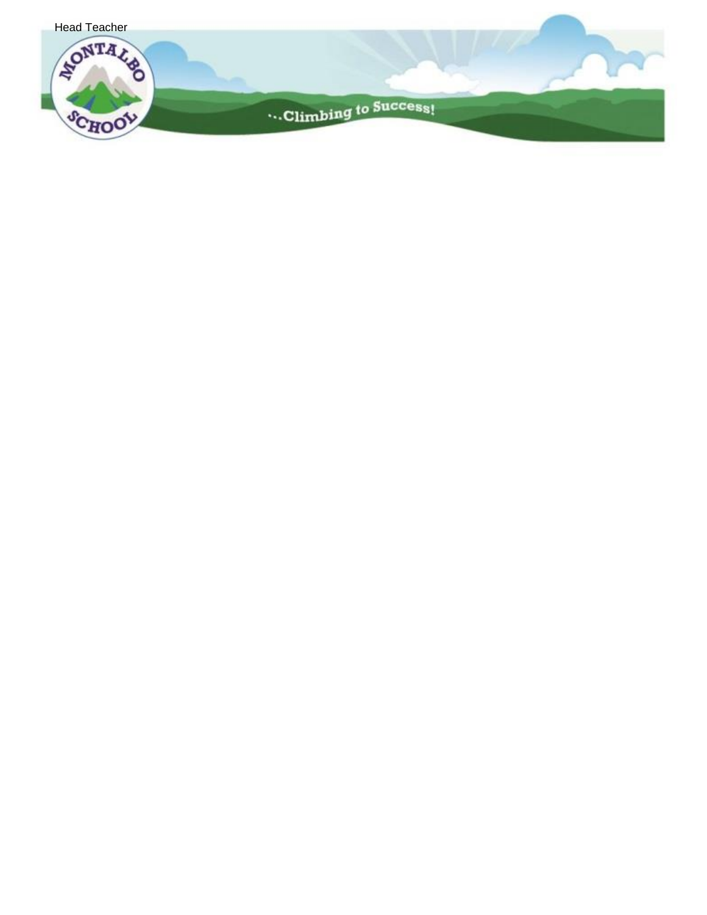Head Teacher